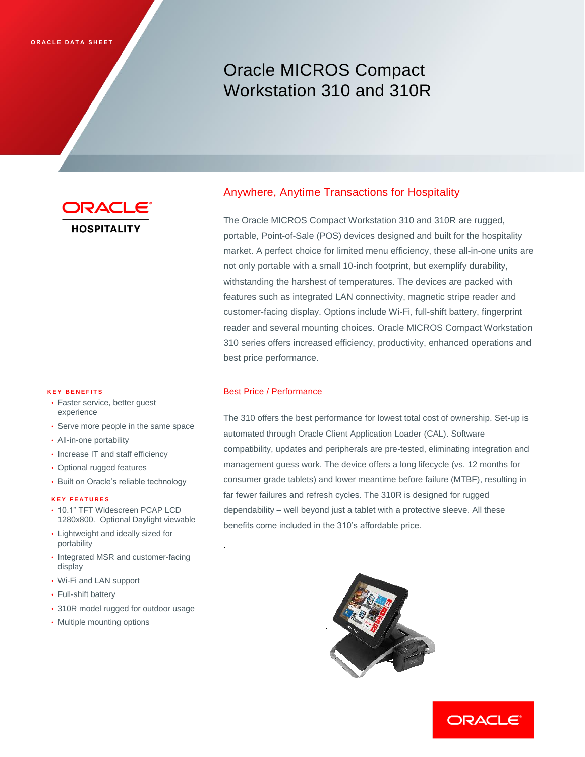ORACLE DATA SHEET

# Oracle MICROS Compact Workstation 310 and 310R

ORACLE
HOSPITALITY

## Anywhere, Anytime Transactions for Hospitality

The Oracle MICROS Compact Workstation 310 and 310R are rugged, portable, Point-of-Sale (POS) devices designed and built for the hospitality market. A perfect choice for limited menu efficiency, these all-in-one units are not only portable with a small 10-inch footprint, but exemplify durability, withstanding the harshest of temperatures. The devices are packed with features such as integrated LAN connectivity, magnetic stripe reader and customer-facing display. Options include Wi-Fi, full-shift battery, fingerprint reader and several mounting choices. Oracle MICROS Compact Workstation 310 series offers increased efficiency, productivity, enhanced operations and best price performance.

### KEY BENEFITS

- Faster service, better guest experience
- Serve more people in the same space
- All-in-one portability
- Increase IT and staff efficiency
- Optional rugged features
- Built on Oracle's reliable technology

### KEY FEATURES

- 10.1" TFT Widescreen PCAP LCD 1280x800. Optional Daylight viewable
- Lightweight and ideally sized for portability
- Integrated MSR and customer-facing display
- Wi-Fi and LAN support
- Full-shift battery
- 310R model rugged for outdoor usage
- Multiple mounting options

## Best Price / Performance

The 310 offers the best performance for lowest total cost of ownership. Set-up is automated through Oracle Client Application Loader (CAL). Software compatibility, updates and peripherals are pre-tested, eliminating integration and management guess work. The device offers a long lifecycle (vs. 12 months for consumer grade tablets) and lower meantime before failure (MTBF), resulting in far fewer failures and refresh cycles. The 310R is designed for rugged dependability – well beyond just a tablet with a protective sleeve. All these benefits come included in the 310's affordable price.

.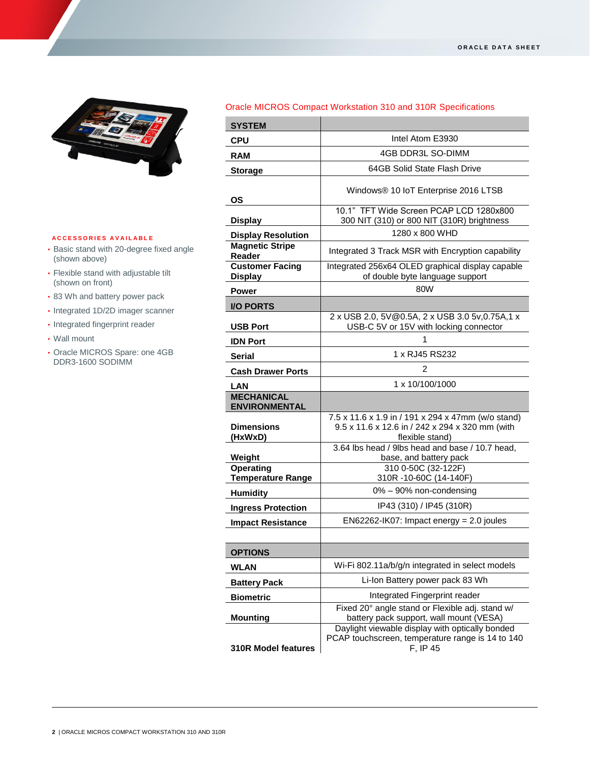**ACCESSORIES AVAILABLE**

- Basic stand with 20-degree fixed angle (shown above)
- Flexible stand with adjustable tilt (shown on front)
- 83 Wh and battery power pack
- Integrated 1D/2D imager scanner
- Integrated fingerprint reader
- Wall mount
- Oracle MICROS Spare: one 4GB DDR3-1600 SODIMM

## Oracle MICROS Compact Workstation 310 and 310R Specifications

| | |
|---|---|
| **SYSTEM** | |
| **CPU** | Intel Atom E3930 |
| **RAM** | 4GB DDR3L SO-DIMM |
| **Storage** | 64GB Solid State Flash Drive |
| **OS** | Windows® 10 IoT Enterprise 2016 LTSB |
| **Display** | 10.1" TFT Wide Screen PCAP LCD 1280x800 300 NIT (310) or 800 NIT (310R) brightness |
| **Display Resolution** | 1280 x 800 WHD |
| **Magnetic Stripe Reader** | Integrated 3 Track MSR with Encryption capability |
| **Customer Facing Display** | Integrated 256x64 OLED graphical display capable of double byte language support |
| **Power** | 80W |
| **I/O PORTS** | |
| **USB Port** | 2 x USB 2.0, 5V@0.5A, 2 x USB 3.0 5v,0.75A,1 x USB-C 5V or 15V with locking connector |
| **IDN Port** | 1 |
| **Serial** | 1 x RJ45 RS232 |
| **Cash Drawer Ports** | 2 |
| **LAN** | 1 x 10/100/1000 |
| **MECHANICAL ENVIRONMENTAL** | |
| **Dimensions (HxWxD)** | 7.5 x 11.6 x 1.9 in / 191 x 294 x 47mm (w/o stand) 9.5 x 11.6 x 12.6 in / 242 x 294 x 320 mm (with flexible stand) |
| **Weight** | 3.64 lbs head / 9lbs head and base / 10.7 head, base, and battery pack |
| **Operating Temperature Range** | 310 0-50C (32-122F) 310R -10-60C (14-140F) |
| **Humidity** | 0% – 90% non-condensing |
| **Ingress Protection** | IP43 (310) / IP45 (310R) |
| **Impact Resistance** | EN62262-IK07: Impact energy = 2.0 joules |
| | |
| **OPTIONS** | |
| **WLAN** | Wi-Fi 802.11a/b/g/n integrated in select models |
| **Battery Pack** | Li-Ion Battery power pack 83 Wh |
| **Biometric** | Integrated Fingerprint reader |
| **Mounting** | Fixed 20° angle stand or Flexible adj. stand w/ battery pack support, wall mount (VESA) |
| **310R Model features** | Daylight viewable display with optically bonded PCAP touchscreen, temperature range is 14 to 140 F, IP 45 |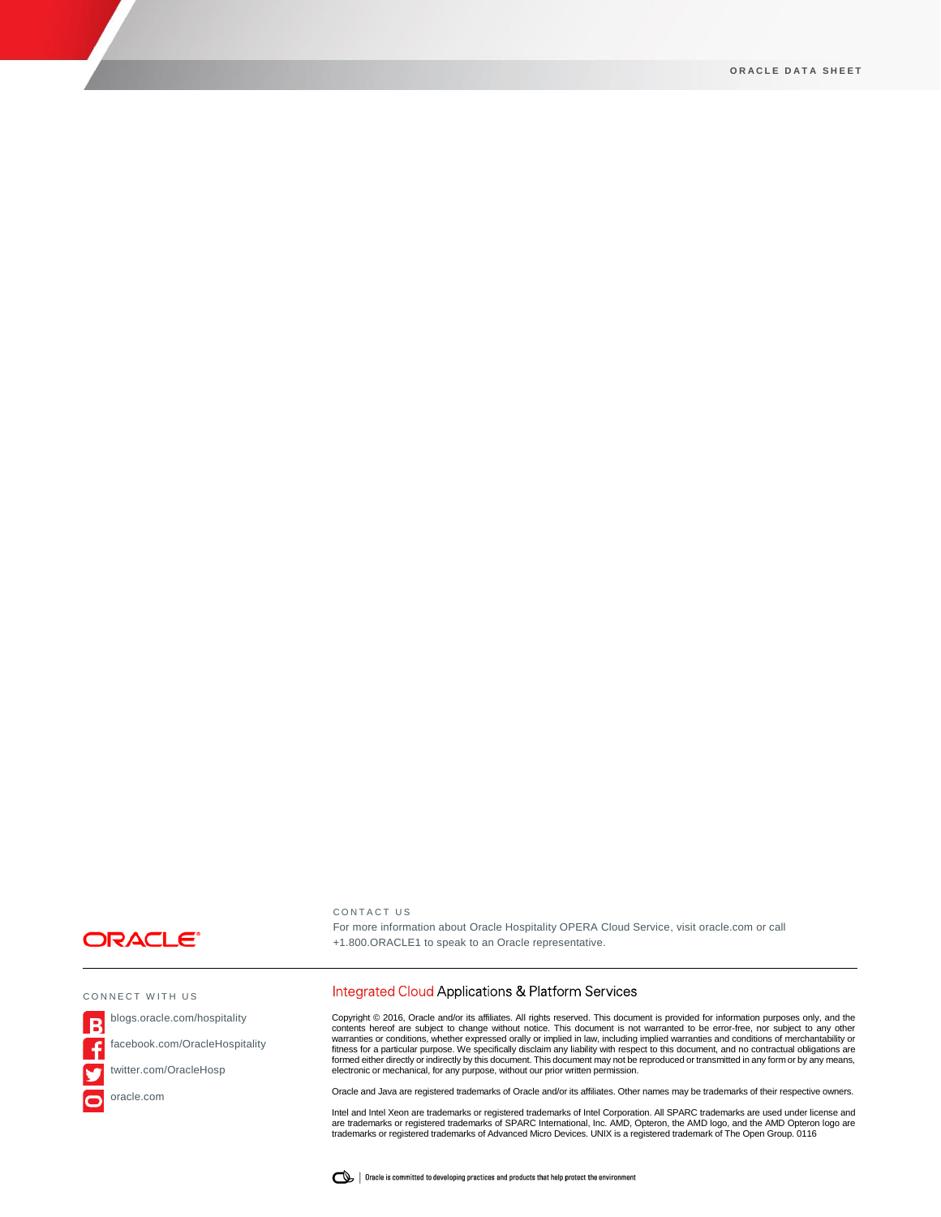CONTACT US

For more information about Oracle Hospitality OPERA Cloud Service, visit oracle.com or call +1.800.ORACLE1 to speak to an Oracle representative.

CONNECT WITH US

- blogs.oracle.com/hospitality
- facebook.com/OracleHospitality
- twitter.com/OracleHosp
- oracle.com

Integrated Cloud Applications & Platform Services

Copyright © 2016, Oracle and/or its affiliates. All rights reserved. This document is provided for information purposes only, and the contents hereof are subject to change without notice. This document is not warranted to be error-free, nor subject to any other warranties or conditions, whether expressed orally or implied in law, including implied warranties and conditions of merchantability or fitness for a particular purpose. We specifically disclaim any liability with respect to this document, and no contractual obligations are formed either directly or indirectly by this document. This document may not be reproduced or transmitted in any form or by any means, electronic or mechanical, for any purpose, without our prior written permission.

Oracle and Java are registered trademarks of Oracle and/or its affiliates. Other names may be trademarks of their respective owners.

Intel and Intel Xeon are trademarks or registered trademarks of Intel Corporation. All SPARC trademarks are used under license and are trademarks or registered trademarks of SPARC International, Inc. AMD, Opteron, the AMD logo, and the AMD Opteron logo are trademarks or registered trademarks of Advanced Micro Devices. UNIX is a registered trademark of The Open Group. 0116

Oracle is committed to developing practices and products that help protect the environment